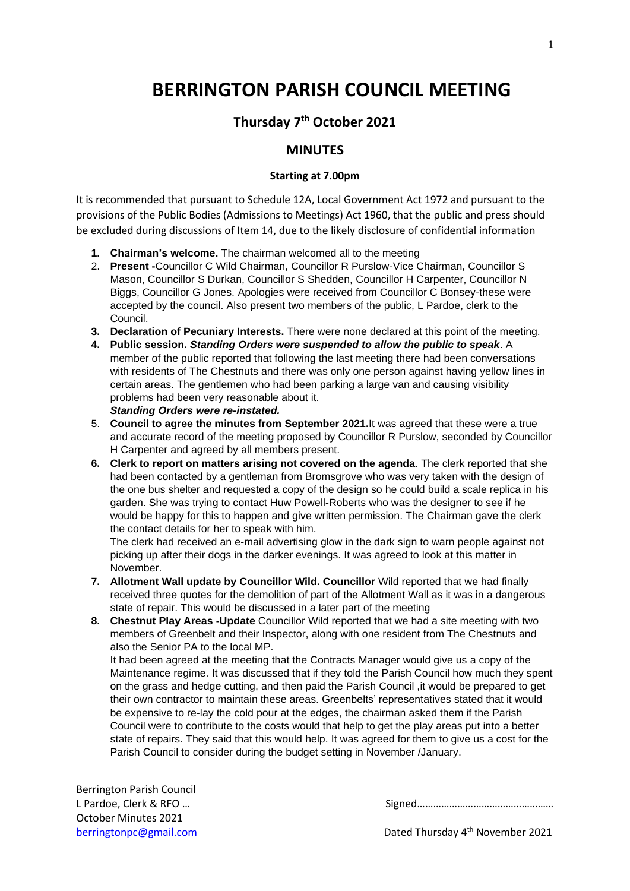# BERRINGTON PARISH COUNCIL MEETING

## Thursday 7th October 2021

## MINUTES

**Starting at 7.00pm**

It is recommended that pursuant to Schedule 12A, Local Government Act 1972 and pursuant to the provisions of the Public Bodies (Admissions to Meetings) Act 1960, that the public and press should be excluded during discussions of Item 14, due to the likely disclosure of confidential information

1. **Chairman's welcome.** The chairman welcomed all to the meeting
2. **Present -**Councillor C Wild Chairman, Councillor R Purslow-Vice Chairman, Councillor S Mason, Councillor S Durkan, Councillor S Shedden, Councillor H Carpenter, Councillor N Biggs, Councillor G Jones. Apologies were received from Councillor C Bonsey-these were accepted by the council. Also present two members of the public, L Pardoe, clerk to the Council.
3. **Declaration of Pecuniary Interests.** There were none declared at this point of the meeting.
4. **Public session.** ***Standing Orders were suspended to allow the public to speak***. A member of the public reported that following the last meeting there had been conversations with residents of The Chestnuts and there was only one person against having yellow lines in certain areas. The gentlemen who had been parking a large van and causing visibility problems had been very reasonable about it.
   ***Standing Orders were re-instated.***
5. **Council to agree the minutes from September 2021.**It was agreed that these were a true and accurate record of the meeting proposed by Councillor R Purslow, seconded by Councillor H Carpenter and agreed by all members present.
6. **Clerk to report on matters arising not covered on the agenda**. The clerk reported that she had been contacted by a gentleman from Bromsgrove who was very taken with the design of the one bus shelter and requested a copy of the design so he could build a scale replica in his garden. She was trying to contact Huw Powell-Roberts who was the designer to see if he would be happy for this to happen and give written permission. The Chairman gave the clerk the contact details for her to speak with him.
   The clerk had received an e-mail advertising glow in the dark sign to warn people against not picking up after their dogs in the darker evenings. It was agreed to look at this matter in November.
7. **Allotment Wall update by Councillor Wild. Councillor** Wild reported that we had finally received three quotes for the demolition of part of the Allotment Wall as it was in a dangerous state of repair. This would be discussed in a later part of the meeting
8. **Chestnut Play Areas -Update** Councillor Wild reported that we had a site meeting with two members of Greenbelt and their Inspector, along with one resident from The Chestnuts and also the Senior PA to the local MP.
   It had been agreed at the meeting that the Contracts Manager would give us a copy of the Maintenance regime. It was discussed that if they told the Parish Council how much they spent on the grass and hedge cutting, and then paid the Parish Council ,it would be prepared to get their own contractor to maintain these areas. Greenbelts' representatives stated that it would be expensive to re-lay the cold pour at the edges, the chairman asked them if the Parish Council were to contribute to the costs would that help to get the play areas put into a better state of repairs. They said that this would help. It was agreed for them to give us a cost for the Parish Council to consider during the budget setting in November /January.

Berrington Parish Council
L Pardoe, Clerk & RFO … Signed……………………………………………
October Minutes 2021
berringtonpc@gmail.com Dated Thursday 4th November 2021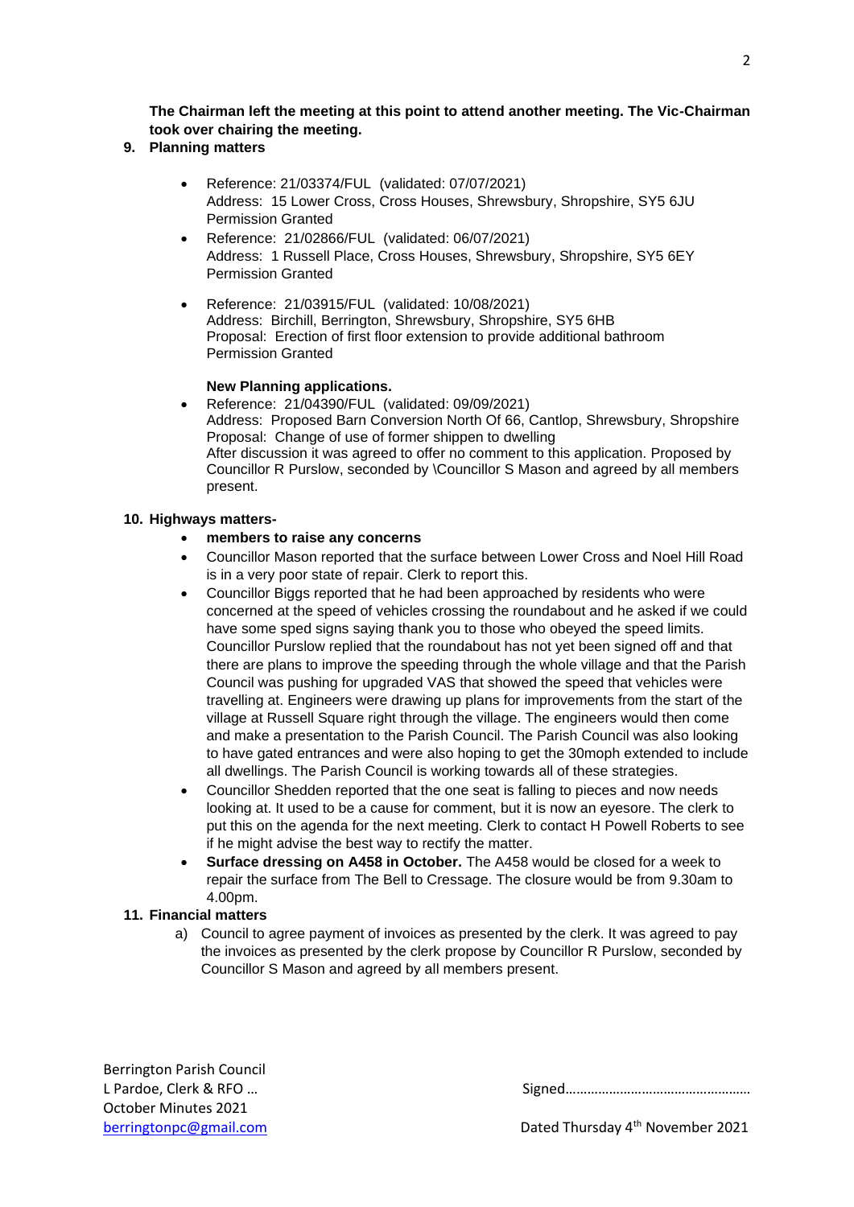**The Chairman left the meeting at this point to attend another meeting. The Vic-Chairman took over chairing the meeting.**

**9. Planning matters**

- Reference: 21/03374/FUL (validated: 07/07/2021)
  Address: 15 Lower Cross, Cross Houses, Shrewsbury, Shropshire, SY5 6JU
  Permission Granted
- Reference: 21/02866/FUL (validated: 06/07/2021)
  Address: 1 Russell Place, Cross Houses, Shrewsbury, Shropshire, SY5 6EY
  Permission Granted
- Reference: 21/03915/FUL (validated: 10/08/2021)
  Address: Birchill, Berrington, Shrewsbury, Shropshire, SY5 6HB
  Proposal: Erection of first floor extension to provide additional bathroom
  Permission Granted

**New Planning applications.**

- Reference: 21/04390/FUL (validated: 09/09/2021)
  Address: Proposed Barn Conversion North Of 66, Cantlop, Shrewsbury, Shropshire
  Proposal: Change of use of former shippen to dwelling
  After discussion it was agreed to offer no comment to this application. Proposed by Councillor R Purslow, seconded by \Councillor S Mason and agreed by all members present.

**10. Highways matters-**

- **members to raise any concerns**
- Councillor Mason reported that the surface between Lower Cross and Noel Hill Road is in a very poor state of repair. Clerk to report this.
- Councillor Biggs reported that he had been approached by residents who were concerned at the speed of vehicles crossing the roundabout and he asked if we could have some sped signs saying thank you to those who obeyed the speed limits. Councillor Purslow replied that the roundabout has not yet been signed off and that there are plans to improve the speeding through the whole village and that the Parish Council was pushing for upgraded VAS that showed the speed that vehicles were travelling at. Engineers were drawing up plans for improvements from the start of the village at Russell Square right through the village. The engineers would then come and make a presentation to the Parish Council. The Parish Council was also looking to have gated entrances and were also hoping to get the 30moph extended to include all dwellings. The Parish Council is working towards all of these strategies.
- Councillor Shedden reported that the one seat is falling to pieces and now needs looking at. It used to be a cause for comment, but it is now an eyesore. The clerk to put this on the agenda for the next meeting. Clerk to contact H Powell Roberts to see if he might advise the best way to rectify the matter.
- **Surface dressing on A458 in October.** The A458 would be closed for a week to repair the surface from The Bell to Cressage. The closure would be from 9.30am to 4.00pm.

**11. Financial matters**

a) Council to agree payment of invoices as presented by the clerk. It was agreed to pay the invoices as presented by the clerk propose by Councillor R Purslow, seconded by Councillor S Mason and agreed by all members present.

Berrington Parish Council
L Pardoe, Clerk & RFO …
October Minutes 2021
berringtonpc@gmail.com

Signed……………………………………………

Dated Thursday 4th November 2021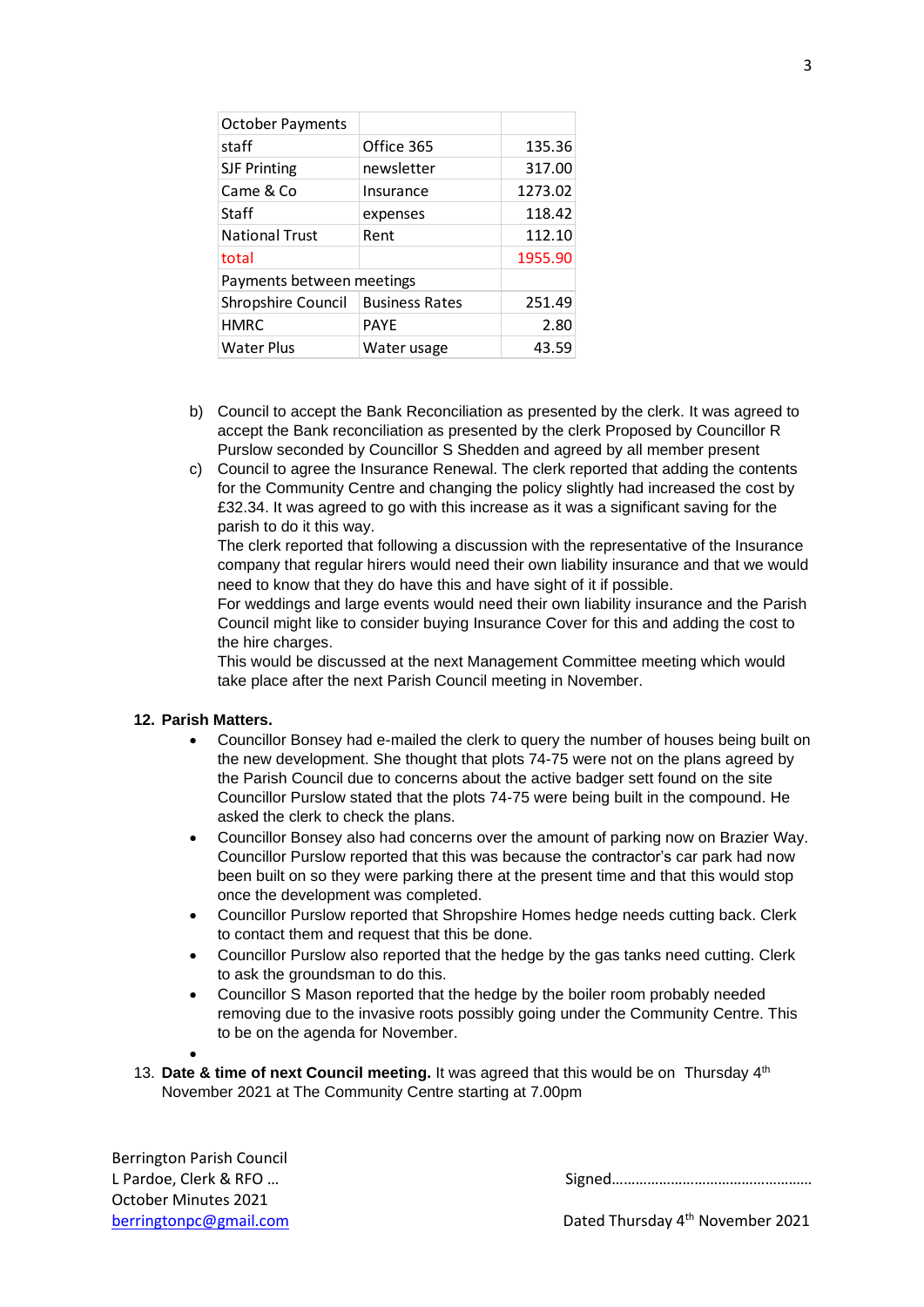| October Payments | | |
|---|---|---|
| staff | Office 365 | 135.36 |
| SJF Printing | newsletter | 317.00 |
| Came & Co | Insurance | 1273.02 |
| Staff | expenses | 118.42 |
| National Trust | Rent | 112.10 |
| total | | 1955.90 |
| Payments between meetings | | |
| Shropshire Council | Business Rates | 251.49 |
| HMRC | PAYE | 2.80 |
| Water Plus | Water usage | 43.59 |

b) Council to accept the Bank Reconciliation as presented by the clerk. It was agreed to accept the Bank reconciliation as presented by the clerk Proposed by Councillor R Purslow seconded by Councillor S Shedden and agreed by all member present

c) Council to agree the Insurance Renewal. The clerk reported that adding the contents for the Community Centre and changing the policy slightly had increased the cost by £32.34. It was agreed to go with this increase as it was a significant saving for the parish to do it this way.
The clerk reported that following a discussion with the representative of the Insurance company that regular hirers would need their own liability insurance and that we would need to know that they do have this and have sight of it if possible.
For weddings and large events would need their own liability insurance and the Parish Council might like to consider buying Insurance Cover for this and adding the cost to the hire charges.
This would be discussed at the next Management Committee meeting which would take place after the next Parish Council meeting in November.

**12. Parish Matters.**

- Councillor Bonsey had e-mailed the clerk to query the number of houses being built on the new development. She thought that plots 74-75 were not on the plans agreed by the Parish Council due to concerns about the active badger sett found on the site Councillor Purslow stated that the plots 74-75 were being built in the compound. He asked the clerk to check the plans.
- Councillor Bonsey also had concerns over the amount of parking now on Brazier Way. Councillor Purslow reported that this was because the contractor's car park had now been built on so they were parking there at the present time and that this would stop once the development was completed.
- Councillor Purslow reported that Shropshire Homes hedge needs cutting back. Clerk to contact them and request that this be done.
- Councillor Purslow also reported that the hedge by the gas tanks need cutting. Clerk to ask the groundsman to do this.
- Councillor S Mason reported that the hedge by the boiler room probably needed removing due to the invasive roots possibly going under the Community Centre. This to be on the agenda for November.

13. **Date & time of next Council meeting.** It was agreed that this would be on Thursday 4th November 2021 at The Community Centre starting at 7.00pm

Berrington Parish Council
L Pardoe, Clerk & RFO …
October Minutes 2021
berringtonpc@gmail.com

Signed……………………………………………

Dated Thursday 4th November 2021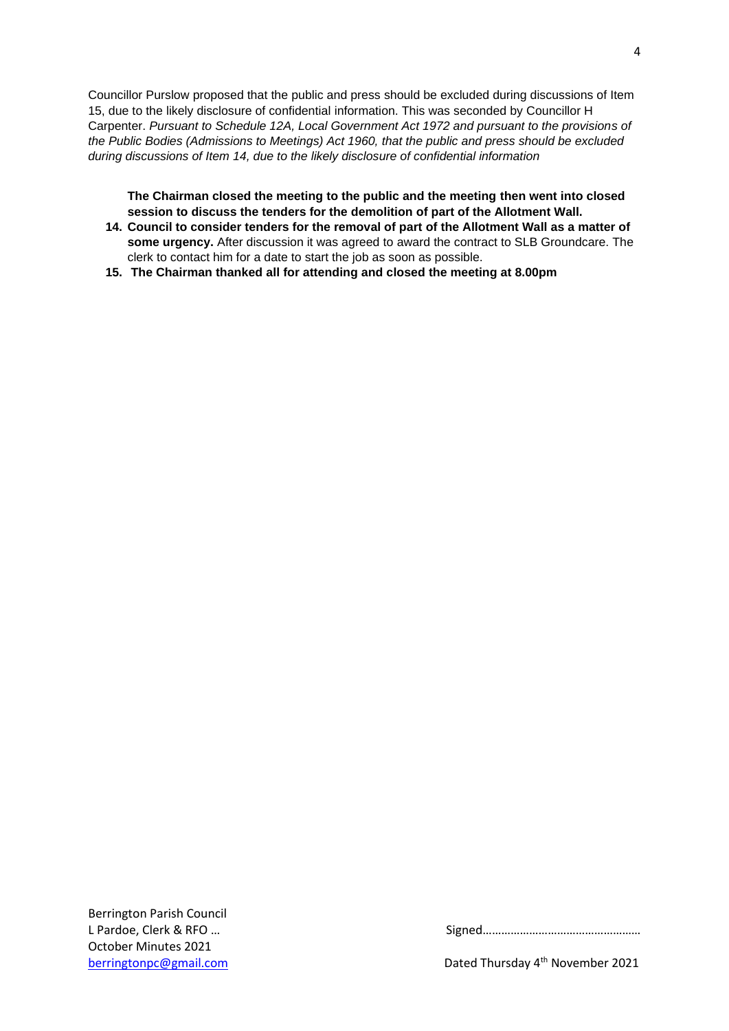Councillor Purslow proposed that the public and press should be excluded during discussions of Item 15, due to the likely disclosure of confidential information. This was seconded by Councillor H Carpenter. *Pursuant to Schedule 12A, Local Government Act 1972 and pursuant to the provisions of the Public Bodies (Admissions to Meetings) Act 1960, that the public and press should be excluded during discussions of Item 14, due to the likely disclosure of confidential information*

**The Chairman closed the meeting to the public and the meeting then went into closed session to discuss the tenders for the demolition of part of the Allotment Wall.**

14. **Council to consider tenders for the removal of part of the Allotment Wall as a matter of some urgency.** After discussion it was agreed to award the contract to SLB Groundcare. The clerk to contact him for a date to start the job as soon as possible.
15. **The Chairman thanked all for attending and closed the meeting at 8.00pm**

Berrington Parish Council
L Pardoe, Clerk & RFO …
October Minutes 2021
berringtonpc@gmail.com

Signed……………………………………………

Dated Thursday 4th November 2021